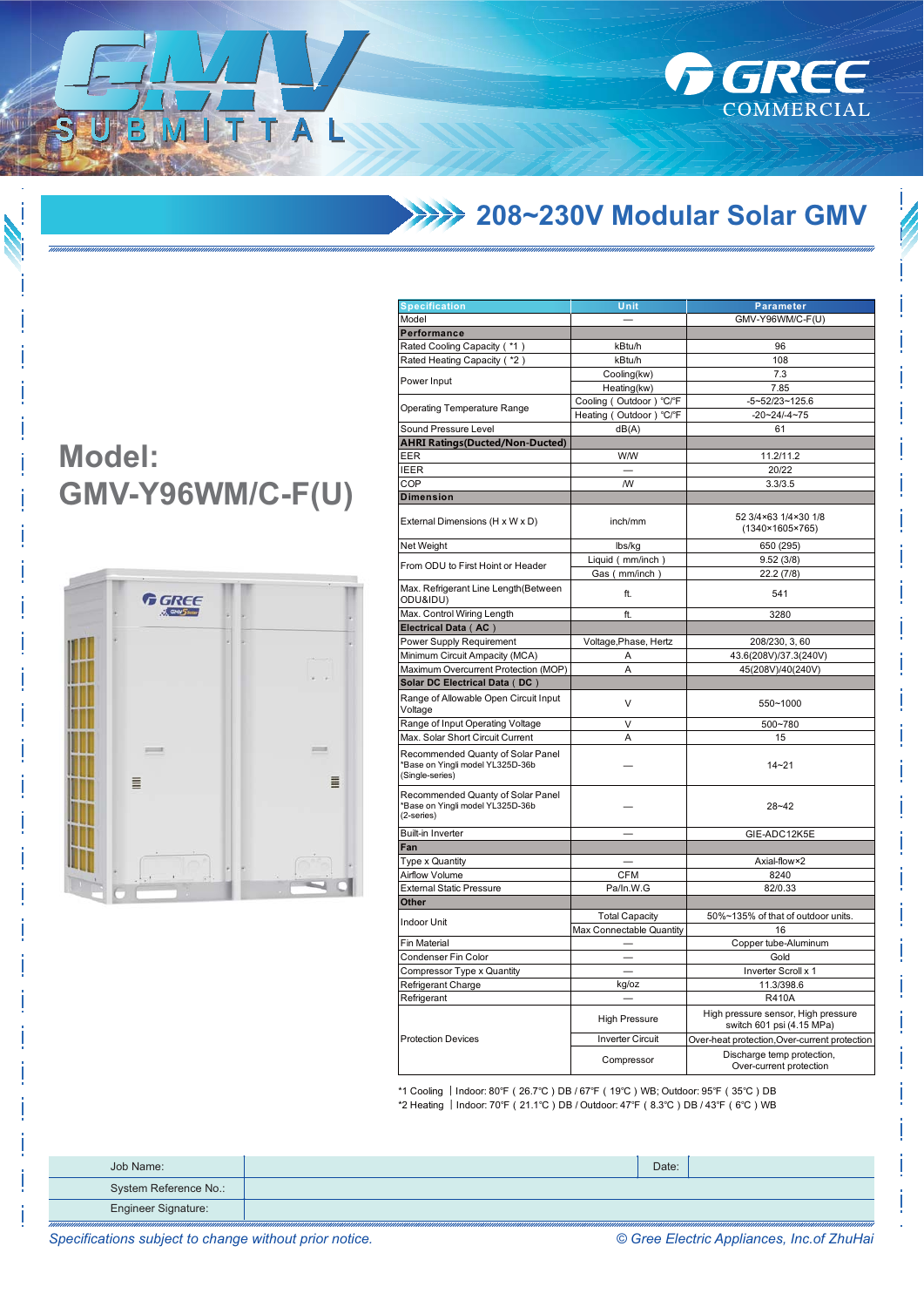# 208~230V Modular Solar GMV

## Model: GMV-Y96WM/C-F(U)

| Specification | Unit | Parameter |
|---|---|---|
| Model | — | GMV-Y96WM/C-F(U) |
| **Performance** | | |
| Rated Cooling Capacity ( *1 ) | kBtu/h | 96 |
| Rated Heating Capacity ( *2 ) | kBtu/h | 108 |
| Power Input | Cooling(kw) | 7.3 |
| | Heating(kw) | 7.85 |
| Operating Temperature Range | Cooling ( Outdoor ) °C/°F | -5~52/23~125.6 |
| | Heating ( Outdoor ) °C/°F | -20~24/-4~75 |
| Sound Pressure Level | dB(A) | 61 |
| **AHRI Ratings(Ducted/Non-Ducted)** | | |
| EER | W/W | 11.2/11.2 |
| IEER | — | 20/22 |
| COP | /W | 3.3/3.5 |
| **Dimension** | | |
| External Dimensions (H x W x D) | inch/mm | 52 3/4×63 1/4×30 1/8 (1340×1605×765) |
| Net Weight | lbs/kg | 650 (295) |
| From ODU to First Hoint or Header | Liquid ( mm/inch ) | 9.52 (3/8) |
| | Gas ( mm/inch ) | 22.2 (7/8) |
| Max. Refrigerant Line Length(Between ODU&IDU) | ft. | 541 |
| Max. Control Wiring Length | ft. | 3280 |
| **Electrical Data ( AC )** | | |
| Power Supply Requirement | Voltage,Phase, Hertz | 208/230, 3, 60 |
| Minimum Circuit Ampacity (MCA) | A | 43.6(208V)/37.3(240V) |
| Maximum Overcurrent Protection (MOP) | A | 45(208V)/40(240V) |
| **Solar DC Electrical Data ( DC )** | | |
| Range of Allowable Open Circuit Input Voltage | V | 550~1000 |
| Range of Input Operating Voltage | V | 500~780 |
| Max. Solar Short Circuit Current | A | 15 |
| Recommended Quanty of Solar Panel *Base on Yingli model YL325D-36b (Single-series) | — | 14~21 |
| Recommended Quanty of Solar Panel *Base on Yingli model YL325D-36b (2-series) | — | 28~42 |
| Built-in Inverter | — | GIE-ADC12K5E |
| **Fan** | | |
| Type x Quantity | — | Axial-flow×2 |
| Airflow Volume | CFM | 8240 |
| External Static Pressure | Pa/In.W.G | 82/0.33 |
| **Other** | | |
| Indoor Unit | Total Capacity | 50%~135% of that of outdoor units. |
| | Max Connectable Quantity | 16 |
| Fin Material | — | Copper tube-Aluminum |
| Condenser Fin Color | — | Gold |
| Compressor Type x Quantity | — | Inverter Scroll x 1 |
| Refrigerant Charge | kg/oz | 11.3/398.6 |
| Refrigerant | — | R410A |
| Protection Devices | High Pressure | High pressure sensor, High pressure switch 601 psi (4.15 MPa) |
| | Inverter Circuit | Over-heat protection,Over-current protection |
| | Compressor | Discharge temp protection, Over-current protection |

*1 Cooling | Indoor: 80°F ( 26.7°C ) DB / 67°F ( 19°C ) WB; Outdoor: 95°F ( 35°C ) DB

*2 Heating | Indoor: 70°F ( 21.1°C ) DB / Outdoor: 47°F ( 8.3°C ) DB / 43°F ( 6°C ) WB

| | | | |
|---|---|---|---|
| Job Name: | | Date: | |
| System Reference No.: | | | |
| Engineer Signature: | | | |

*Specifications subject to change without prior notice.*

*© Gree Electric Appliances, Inc.of ZhuHai*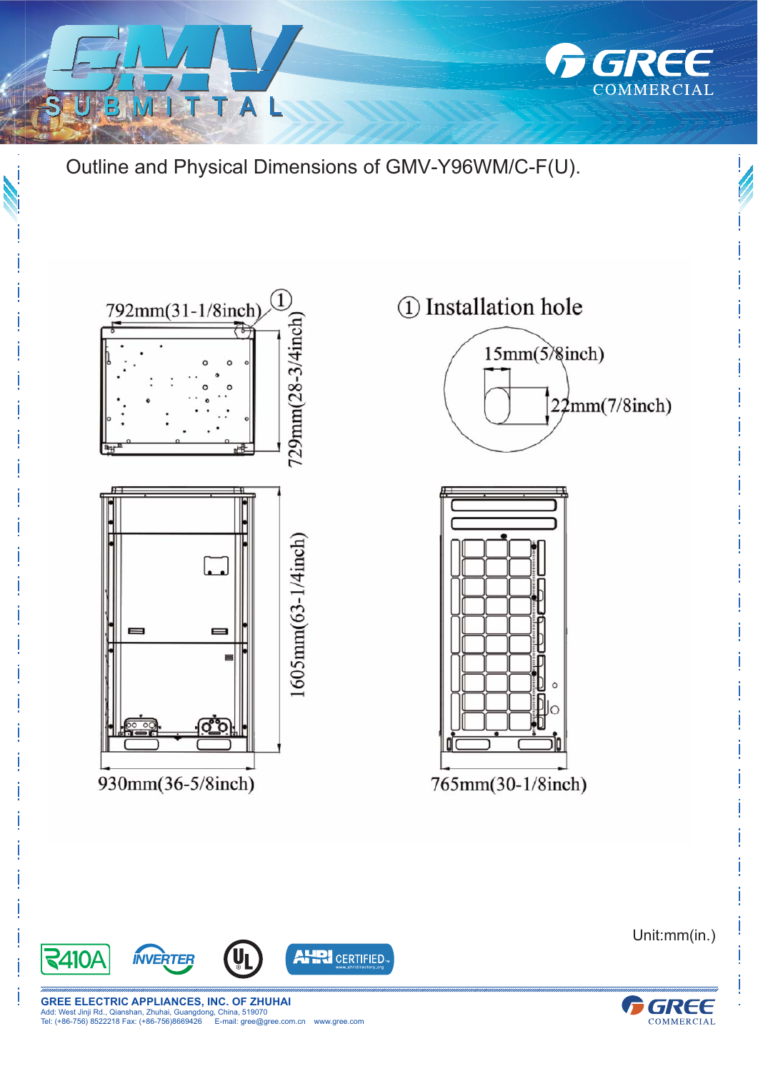Outline and Physical Dimensions of GMV-Y96WM/C-F(U).

792mm(31-1/8inch)

729mm(28-3/4inch)

① Installation hole

15mm(5/8inch)

22mm(7/8inch)

1605mm(63-1/4inch)

930mm(36-5/8inch)

765mm(30-1/8inch)

Unit:mm(in.)

**GREE ELECTRIC APPLIANCES, INC. OF ZHUHAI**
Add: West Jinji Rd., Qianshan, Zhuhai, Guangdong, China, 519070
Tel: (+86-756) 8522218 Fax: (+86-756)8669426 E-mail: gree@gree.com.cn www.gree.com